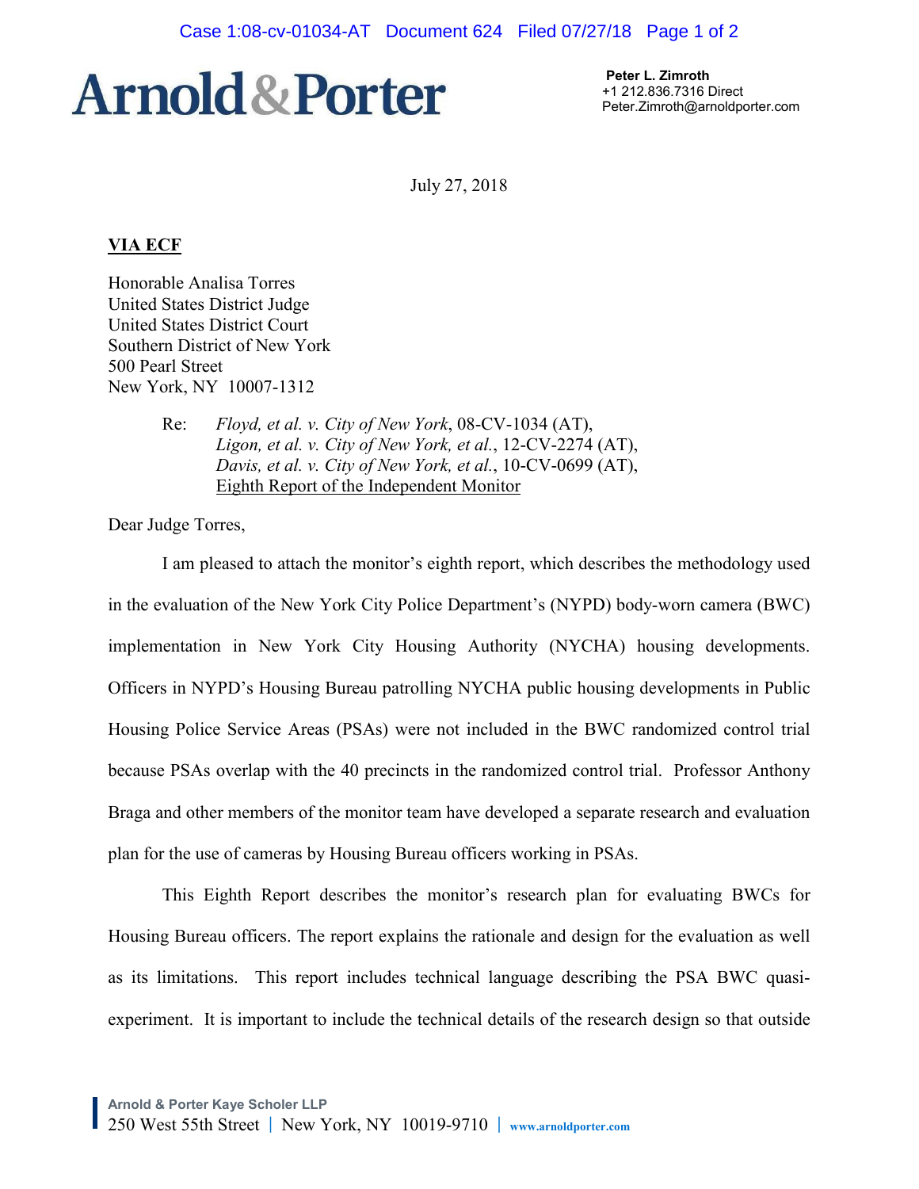**Arnold & Porter**

**Peter L. Zimroth**
+1 212.836.7316 Direct
Peter.Zimroth@arnoldporter.com

July 27, 2018

**VIA ECF**

Honorable Analisa Torres
United States District Judge
United States District Court
Southern District of New York
500 Pearl Street
New York, NY 10007-1312

Re: *Floyd, et al. v. City of New York*, 08-CV-1034 (AT),
*Ligon, et al. v. City of New York, et al.*, 12-CV-2274 (AT),
*Davis, et al. v. City of New York, et al.*, 10-CV-0699 (AT),
Eighth Report of the Independent Monitor

Dear Judge Torres,

I am pleased to attach the monitor's eighth report, which describes the methodology used in the evaluation of the New York City Police Department's (NYPD) body-worn camera (BWC) implementation in New York City Housing Authority (NYCHA) housing developments. Officers in NYPD's Housing Bureau patrolling NYCHA public housing developments in Public Housing Police Service Areas (PSAs) were not included in the BWC randomized control trial because PSAs overlap with the 40 precincts in the randomized control trial. Professor Anthony Braga and other members of the monitor team have developed a separate research and evaluation plan for the use of cameras by Housing Bureau officers working in PSAs.

This Eighth Report describes the monitor's research plan for evaluating BWCs for Housing Bureau officers. The report explains the rationale and design for the evaluation as well as its limitations. This report includes technical language describing the PSA BWC quasi-experiment. It is important to include the technical details of the research design so that outside

Arnold & Porter Kaye Scholer LLP
250 West 55th Street | New York, NY 10019-9710 | www.arnoldporter.com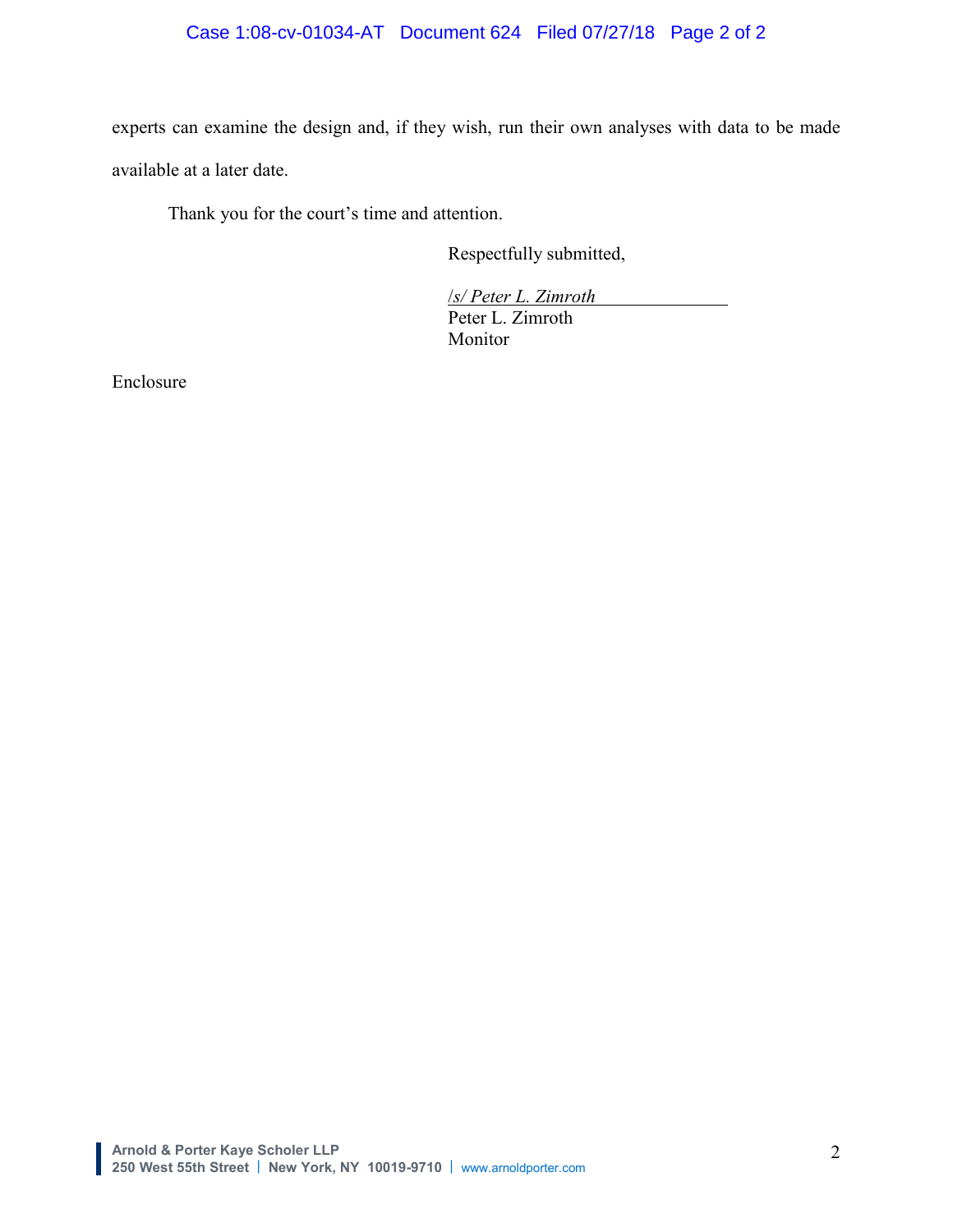experts can examine the design and, if they wish, run their own analyses with data to be made available at a later date.

Thank you for the court's time and attention.

Respectfully submitted,

*/s/ Peter L. Zimroth*
Peter L. Zimroth
Monitor

Enclosure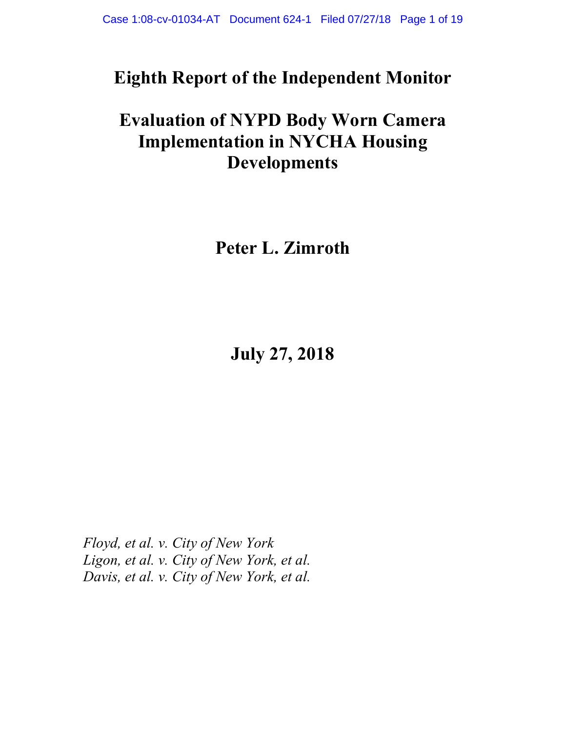# Eighth Report of the Independent Monitor

# Evaluation of NYPD Body Worn Camera Implementation in NYCHA Housing Developments

**Peter L. Zimroth**

**July 27, 2018**

*Floyd, et al. v. City of New York*
*Ligon, et al. v. City of New York, et al.*
*Davis, et al. v. City of New York, et al.*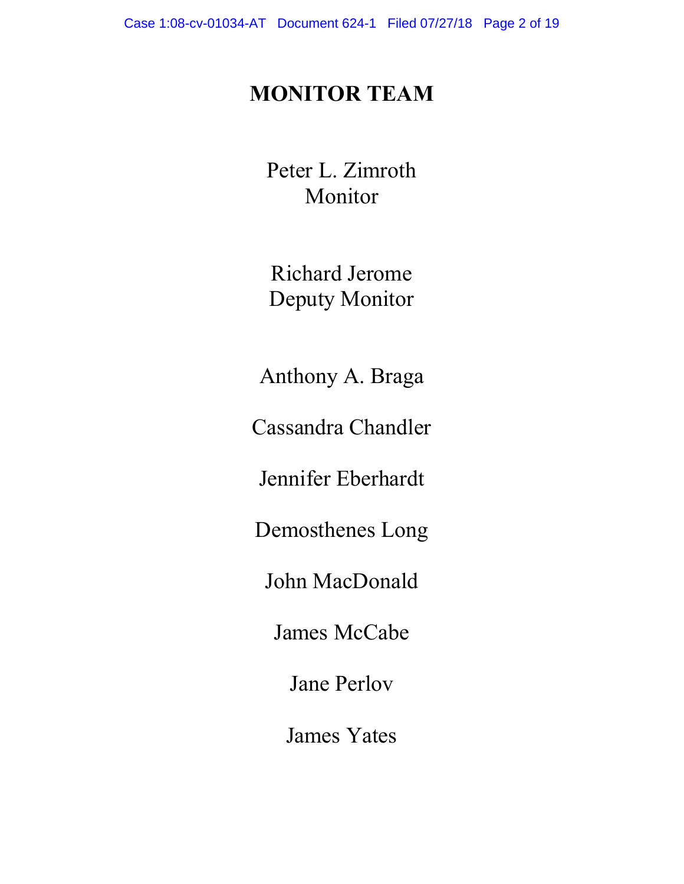# MONITOR TEAM

Peter L. Zimroth
Monitor

Richard Jerome
Deputy Monitor

Anthony A. Braga

Cassandra Chandler

Jennifer Eberhardt

Demosthenes Long

John MacDonald

James McCabe

Jane Perlov

James Yates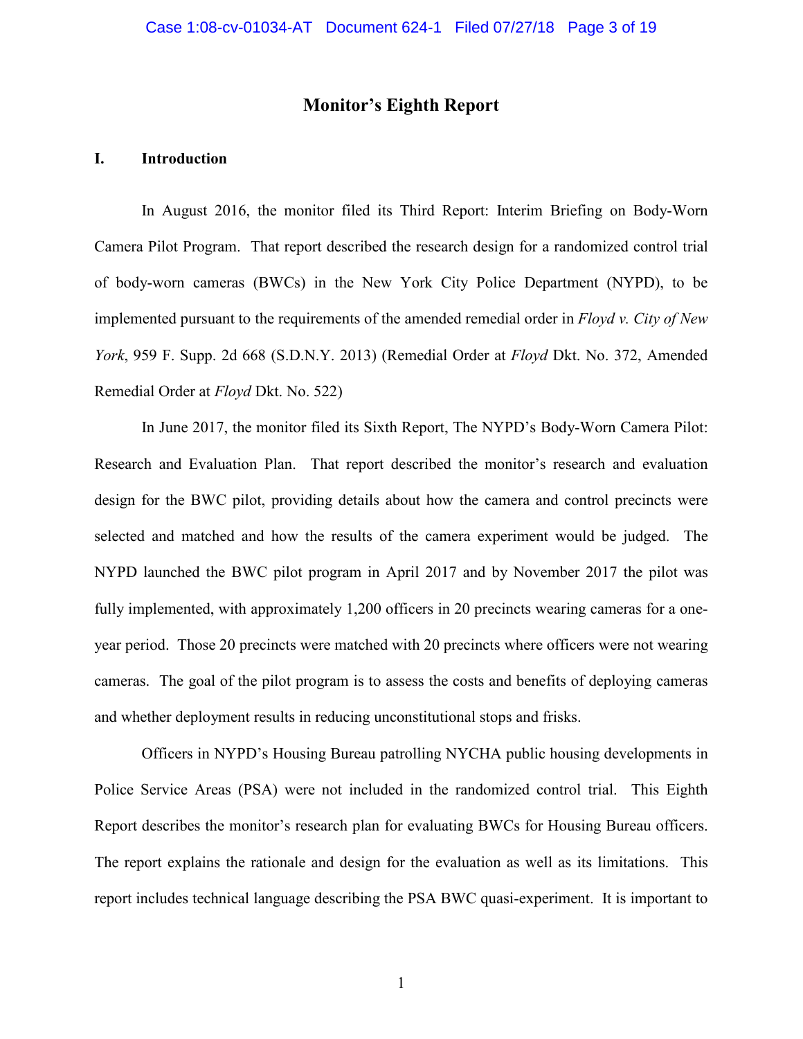# Monitor's Eighth Report

## I. Introduction

In August 2016, the monitor filed its Third Report: Interim Briefing on Body-Worn Camera Pilot Program. That report described the research design for a randomized control trial of body-worn cameras (BWCs) in the New York City Police Department (NYPD), to be implemented pursuant to the requirements of the amended remedial order in *Floyd v. City of New York*, 959 F. Supp. 2d 668 (S.D.N.Y. 2013) (Remedial Order at *Floyd* Dkt. No. 372, Amended Remedial Order at *Floyd* Dkt. No. 522)

In June 2017, the monitor filed its Sixth Report, The NYPD's Body-Worn Camera Pilot: Research and Evaluation Plan. That report described the monitor's research and evaluation design for the BWC pilot, providing details about how the camera and control precincts were selected and matched and how the results of the camera experiment would be judged. The NYPD launched the BWC pilot program in April 2017 and by November 2017 the pilot was fully implemented, with approximately 1,200 officers in 20 precincts wearing cameras for a one-year period. Those 20 precincts were matched with 20 precincts where officers were not wearing cameras. The goal of the pilot program is to assess the costs and benefits of deploying cameras and whether deployment results in reducing unconstitutional stops and frisks.

Officers in NYPD's Housing Bureau patrolling NYCHA public housing developments in Police Service Areas (PSA) were not included in the randomized control trial. This Eighth Report describes the monitor's research plan for evaluating BWCs for Housing Bureau officers. The report explains the rationale and design for the evaluation as well as its limitations. This report includes technical language describing the PSA BWC quasi-experiment. It is important to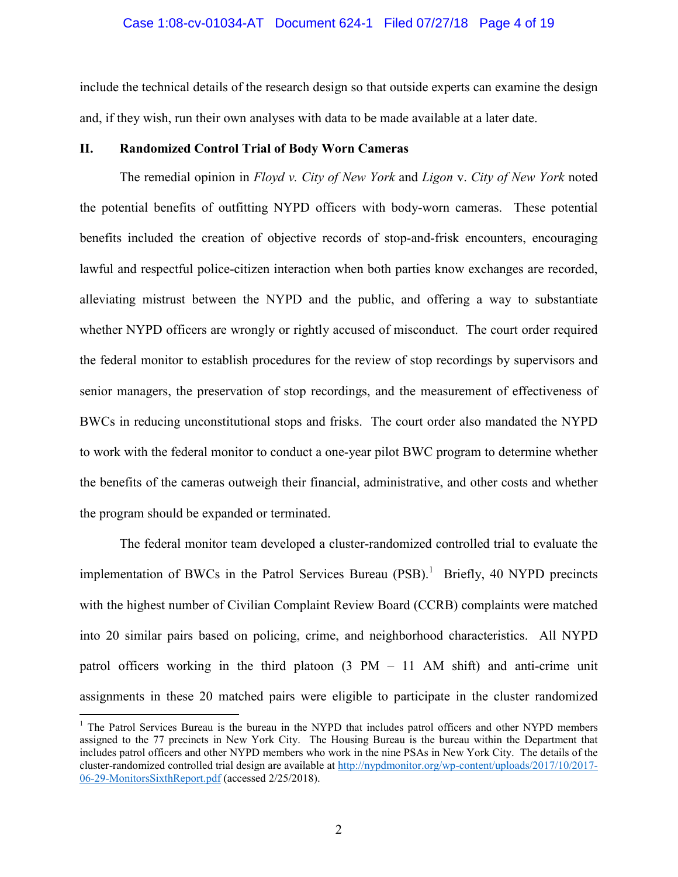include the technical details of the research design so that outside experts can examine the design and, if they wish, run their own analyses with data to be made available at a later date.

## II. Randomized Control Trial of Body Worn Cameras

The remedial opinion in *Floyd v. City of New York* and *Ligon* v. *City of New York* noted the potential benefits of outfitting NYPD officers with body-worn cameras. These potential benefits included the creation of objective records of stop-and-frisk encounters, encouraging lawful and respectful police-citizen interaction when both parties know exchanges are recorded, alleviating mistrust between the NYPD and the public, and offering a way to substantiate whether NYPD officers are wrongly or rightly accused of misconduct. The court order required the federal monitor to establish procedures for the review of stop recordings by supervisors and senior managers, the preservation of stop recordings, and the measurement of effectiveness of BWCs in reducing unconstitutional stops and frisks. The court order also mandated the NYPD to work with the federal monitor to conduct a one-year pilot BWC program to determine whether the benefits of the cameras outweigh their financial, administrative, and other costs and whether the program should be expanded or terminated.

The federal monitor team developed a cluster-randomized controlled trial to evaluate the implementation of BWCs in the Patrol Services Bureau (PSB).[1] Briefly, 40 NYPD precincts with the highest number of Civilian Complaint Review Board (CCRB) complaints were matched into 20 similar pairs based on policing, crime, and neighborhood characteristics. All NYPD patrol officers working in the third platoon (3 PM – 11 AM shift) and anti-crime unit assignments in these 20 matched pairs were eligible to participate in the cluster randomized

[1] The Patrol Services Bureau is the bureau in the NYPD that includes patrol officers and other NYPD members assigned to the 77 precincts in New York City. The Housing Bureau is the bureau within the Department that includes patrol officers and other NYPD members who work in the nine PSAs in New York City. The details of the cluster-randomized controlled trial design are available at http://nypdmonitor.org/wp-content/uploads/2017/10/2017-06-29-MonitorsSixthReport.pdf (accessed 2/25/2018).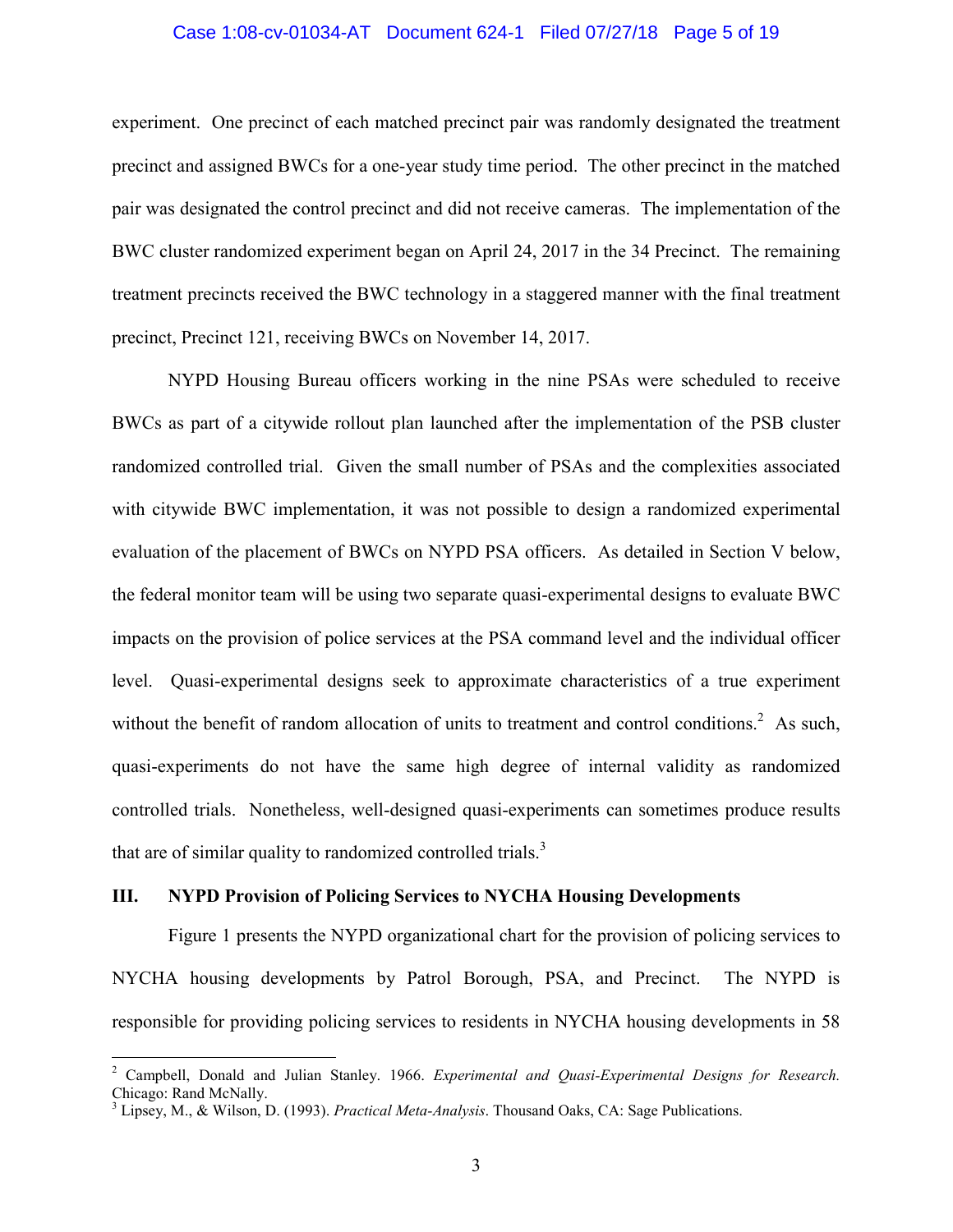experiment. One precinct of each matched precinct pair was randomly designated the treatment precinct and assigned BWCs for a one-year study time period. The other precinct in the matched pair was designated the control precinct and did not receive cameras. The implementation of the BWC cluster randomized experiment began on April 24, 2017 in the 34 Precinct. The remaining treatment precincts received the BWC technology in a staggered manner with the final treatment precinct, Precinct 121, receiving BWCs on November 14, 2017.

NYPD Housing Bureau officers working in the nine PSAs were scheduled to receive BWCs as part of a citywide rollout plan launched after the implementation of the PSB cluster randomized controlled trial. Given the small number of PSAs and the complexities associated with citywide BWC implementation, it was not possible to design a randomized experimental evaluation of the placement of BWCs on NYPD PSA officers. As detailed in Section V below, the federal monitor team will be using two separate quasi-experimental designs to evaluate BWC impacts on the provision of police services at the PSA command level and the individual officer level. Quasi-experimental designs seek to approximate characteristics of a true experiment without the benefit of random allocation of units to treatment and control conditions.[2] As such, quasi-experiments do not have the same high degree of internal validity as randomized controlled trials. Nonetheless, well-designed quasi-experiments can sometimes produce results that are of similar quality to randomized controlled trials.[3]

## III. NYPD Provision of Policing Services to NYCHA Housing Developments

Figure 1 presents the NYPD organizational chart for the provision of policing services to NYCHA housing developments by Patrol Borough, PSA, and Precinct. The NYPD is responsible for providing policing services to residents in NYCHA housing developments in 58

---

[2] Campbell, Donald and Julian Stanley. 1966. *Experimental and Quasi-Experimental Designs for Research.* Chicago: Rand McNally.

[3] Lipsey, M., & Wilson, D. (1993). *Practical Meta-Analysis*. Thousand Oaks, CA: Sage Publications.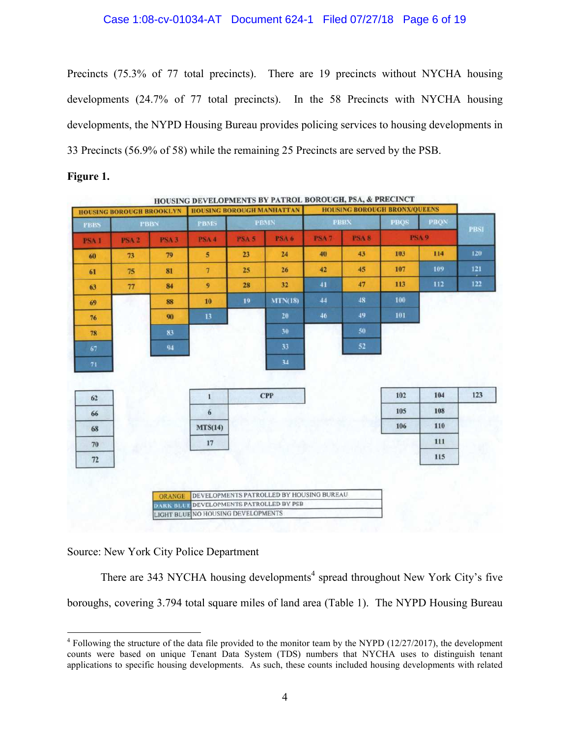Precincts (75.3% of 77 total precincts). There are 19 precincts without NYCHA housing developments (24.7% of 77 total precincts). In the 58 Precincts with NYCHA housing developments, the NYPD Housing Bureau provides policing services to housing developments in 33 Precincts (56.9% of 58) while the remaining 25 Precincts are served by the PSB.

**Figure 1.**

HOUSING DEVELOPMENTS BY PATROL BOROUGH, PSA, & PRECINCT

| HOUSING BOROUGH BROOKLYN | | | HOUSING BOROUGH MANHATTAN | | | HOUSING BOROUGH BRONX/QUEENS | | | | |
|---|---|---|---|---|---|---|---|---|---|---|
| PBBS | PBBN | | PBMS | PBMN | | PBBX | | PBQS | PBQN | PBSI |
| PSA 1 | PSA 2 | PSA 3 | PSA 4 | PSA 5 | PSA 6 | PSA 7 | PSA 8 | PSA 9 | | |
| 60 | 73 | 79 | 5 | 23 | 24 | 40 | 43 | 103 | 114 | 120 |
| 61 | 75 | 81 | 7 | 25 | 26 | 42 | 45 | 107 | 109 | 121 |
| 63 | 77 | 84 | 9 | 28 | 32 | 41 | 47 | 113 | 112 | 122 |
| 69 | | 88 | 10 | 19 | MTN(18) | 44 | 48 | 100 | | |
| 76 | | 90 | 13 | | 20 | 46 | 49 | 101 | | |
| 78 | | 83 | | | 30 | | 50 | | | |
| 67 | | 94 | | | 33 | | 52 | | | |
| 71 | | | | | 34 | | | | | |

| | | | | | | | | | | |
|---|---|---|---|---|---|---|---|---|---|---|
| 62 | | | 1 | CPP | | | | 102 | 104 | 123 |
| 66 | | | 6 | | | | | 105 | 108 | |
| 68 | | | MTS(14) | | | | | 106 | 110 | |
| 70 | | | 17 | | | | | | 111 | |
| 72 | | | | | | | | | 115 | |

| | |
|---|---|
| ORANGE | DEVELOPMENTS PATROLLED BY HOUSING BUREAU |
| DARK BLUE | DEVELOPMENTS PATROLLED BY PSB |
| LIGHT BLUE | NO HOUSING DEVELOPMENTS |

Source: New York City Police Department

There are 343 NYCHA housing developments[4] spread throughout New York City's five boroughs, covering 3.794 total square miles of land area (Table 1). The NYPD Housing Bureau

[4] Following the structure of the data file provided to the monitor team by the NYPD (12/27/2017), the development counts were based on unique Tenant Data System (TDS) numbers that NYCHA uses to distinguish tenant applications to specific housing developments. As such, these counts included housing developments with related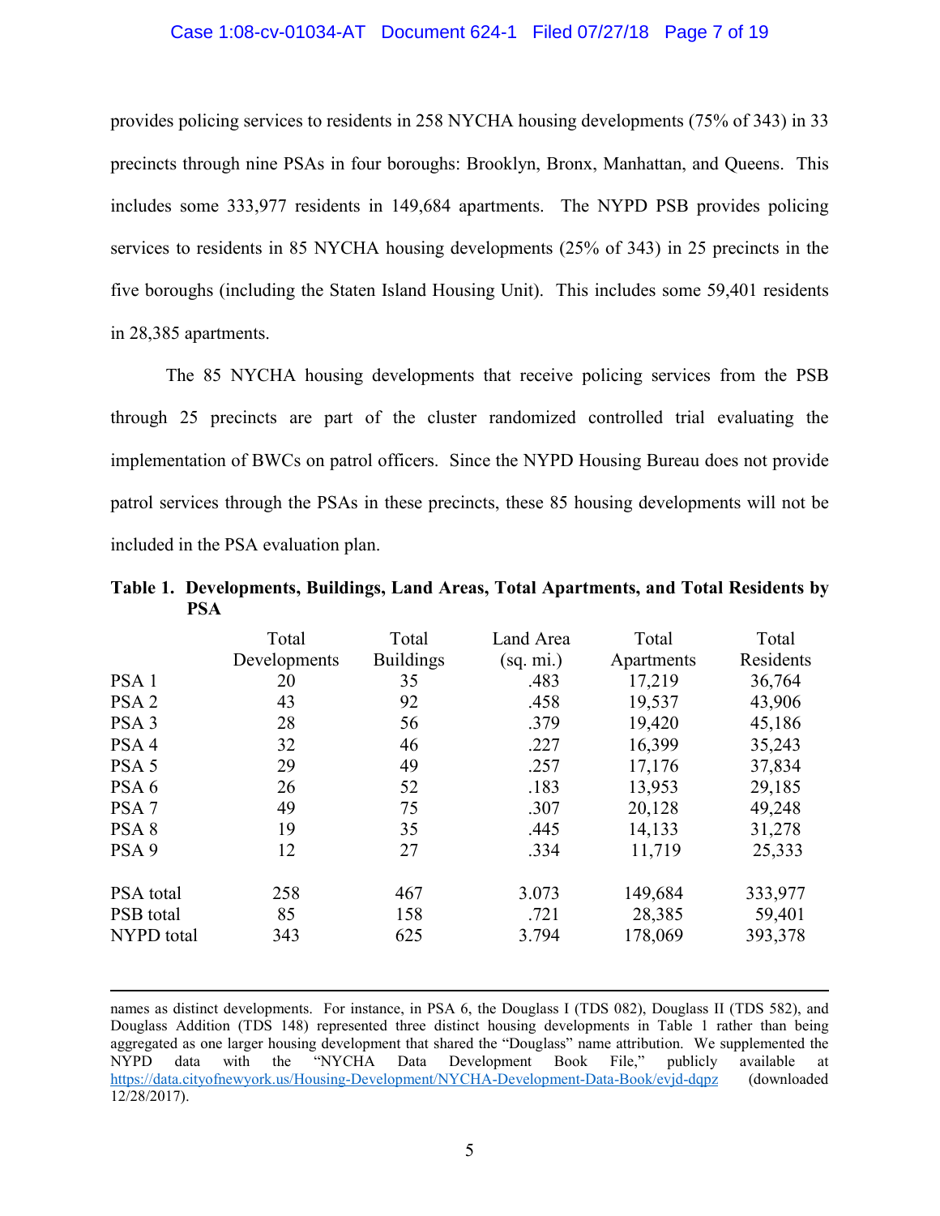provides policing services to residents in 258 NYCHA housing developments (75% of 343) in 33 precincts through nine PSAs in four boroughs: Brooklyn, Bronx, Manhattan, and Queens. This includes some 333,977 residents in 149,684 apartments. The NYPD PSB provides policing services to residents in 85 NYCHA housing developments (25% of 343) in 25 precincts in the five boroughs (including the Staten Island Housing Unit). This includes some 59,401 residents in 28,385 apartments.

The 85 NYCHA housing developments that receive policing services from the PSB through 25 precincts are part of the cluster randomized controlled trial evaluating the implementation of BWCs on patrol officers. Since the NYPD Housing Bureau does not provide patrol services through the PSAs in these precincts, these 85 housing developments will not be included in the PSA evaluation plan.

**Table 1. Developments, Buildings, Land Areas, Total Apartments, and Total Residents by PSA**

| | Total Developments | Total Buildings | Land Area (sq. mi.) | Total Apartments | Total Residents |
|---|---|---|---|---|---|
| PSA 1 | 20 | 35 | .483 | 17,219 | 36,764 |
| PSA 2 | 43 | 92 | .458 | 19,537 | 43,906 |
| PSA 3 | 28 | 56 | .379 | 19,420 | 45,186 |
| PSA 4 | 32 | 46 | .227 | 16,399 | 35,243 |
| PSA 5 | 29 | 49 | .257 | 17,176 | 37,834 |
| PSA 6 | 26 | 52 | .183 | 13,953 | 29,185 |
| PSA 7 | 49 | 75 | .307 | 20,128 | 49,248 |
| PSA 8 | 19 | 35 | .445 | 14,133 | 31,278 |
| PSA 9 | 12 | 27 | .334 | 11,719 | 25,333 |
| PSA total | 258 | 467 | 3.073 | 149,684 | 333,977 |
| PSB total | 85 | 158 | .721 | 28,385 | 59,401 |
| NYPD total | 343 | 625 | 3.794 | 178,069 | 393,378 |

---

names as distinct developments. For instance, in PSA 6, the Douglass I (TDS 082), Douglass II (TDS 582), and Douglass Addition (TDS 148) represented three distinct housing developments in Table 1 rather than being aggregated as one larger housing development that shared the "Douglass" name attribution. We supplemented the NYPD data with the "NYCHA Data Development Book File," publicly available at https://data.cityofnewyork.us/Housing-Development/NYCHA-Development-Data-Book/evjd-dqpz (downloaded 12/28/2017).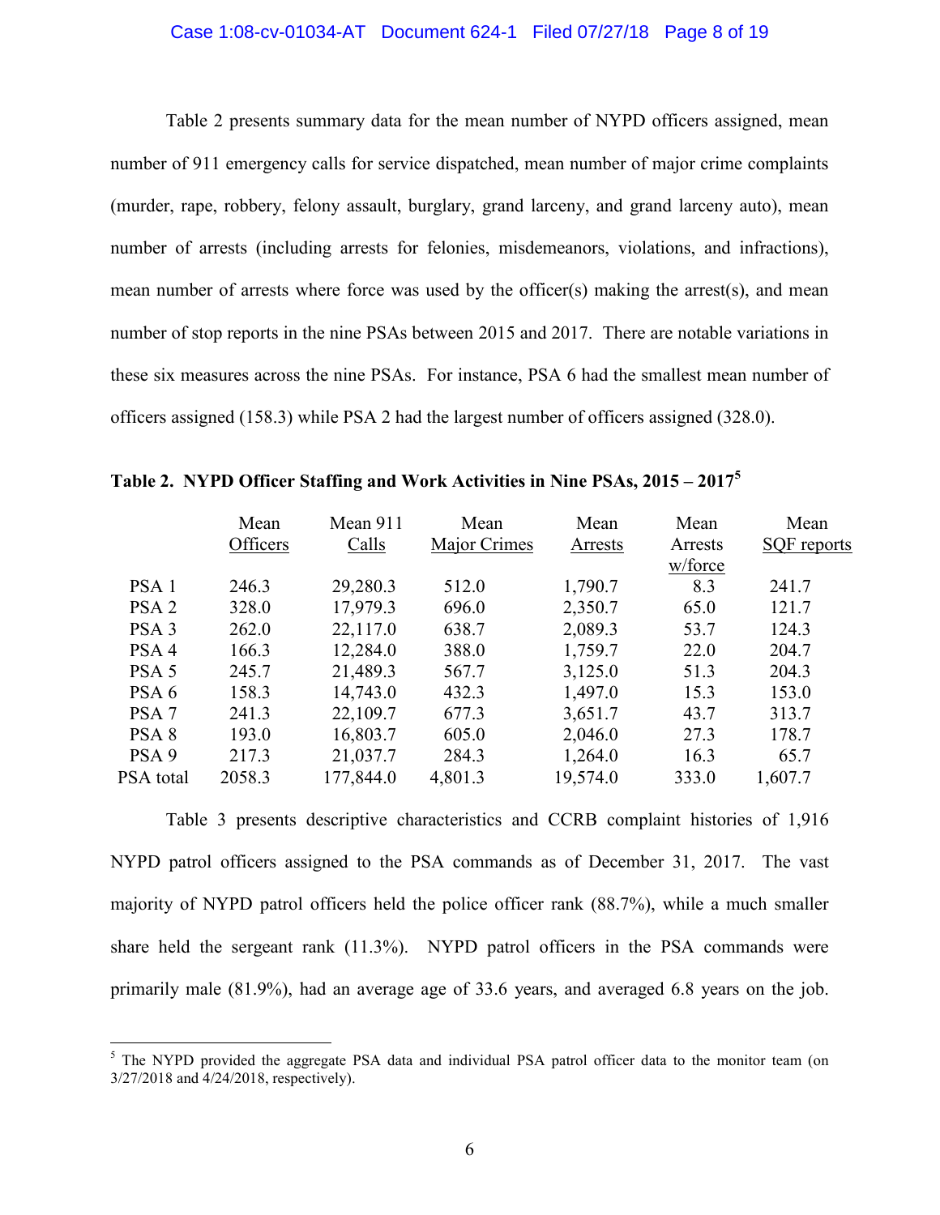Table 2 presents summary data for the mean number of NYPD officers assigned, mean number of 911 emergency calls for service dispatched, mean number of major crime complaints (murder, rape, robbery, felony assault, burglary, grand larceny, and grand larceny auto), mean number of arrests (including arrests for felonies, misdemeanors, violations, and infractions), mean number of arrests where force was used by the officer(s) making the arrest(s), and mean number of stop reports in the nine PSAs between 2015 and 2017. There are notable variations in these six measures across the nine PSAs. For instance, PSA 6 had the smallest mean number of officers assigned (158.3) while PSA 2 had the largest number of officers assigned (328.0).

**Table 2. NYPD Officer Staffing and Work Activities in Nine PSAs, 2015 – 2017[5]**

| | Mean Officers | Mean 911 Calls | Mean Major Crimes | Mean Arrests | Mean Arrests w/force | Mean SQF reports |
|---|---|---|---|---|---|---|
| PSA 1 | 246.3 | 29,280.3 | 512.0 | 1,790.7 | 8.3 | 241.7 |
| PSA 2 | 328.0 | 17,979.3 | 696.0 | 2,350.7 | 65.0 | 121.7 |
| PSA 3 | 262.0 | 22,117.0 | 638.7 | 2,089.3 | 53.7 | 124.3 |
| PSA 4 | 166.3 | 12,284.0 | 388.0 | 1,759.7 | 22.0 | 204.7 |
| PSA 5 | 245.7 | 21,489.3 | 567.7 | 3,125.0 | 51.3 | 204.3 |
| PSA 6 | 158.3 | 14,743.0 | 432.3 | 1,497.0 | 15.3 | 153.0 |
| PSA 7 | 241.3 | 22,109.7 | 677.3 | 3,651.7 | 43.7 | 313.7 |
| PSA 8 | 193.0 | 16,803.7 | 605.0 | 2,046.0 | 27.3 | 178.7 |
| PSA 9 | 217.3 | 21,037.7 | 284.3 | 1,264.0 | 16.3 | 65.7 |
| PSA total | 2058.3 | 177,844.0 | 4,801.3 | 19,574.0 | 333.0 | 1,607.7 |

Table 3 presents descriptive characteristics and CCRB complaint histories of 1,916 NYPD patrol officers assigned to the PSA commands as of December 31, 2017. The vast majority of NYPD patrol officers held the police officer rank (88.7%), while a much smaller share held the sergeant rank (11.3%). NYPD patrol officers in the PSA commands were primarily male (81.9%), had an average age of 33.6 years, and averaged 6.8 years on the job.

[5] The NYPD provided the aggregate PSA data and individual PSA patrol officer data to the monitor team (on 3/27/2018 and 4/24/2018, respectively).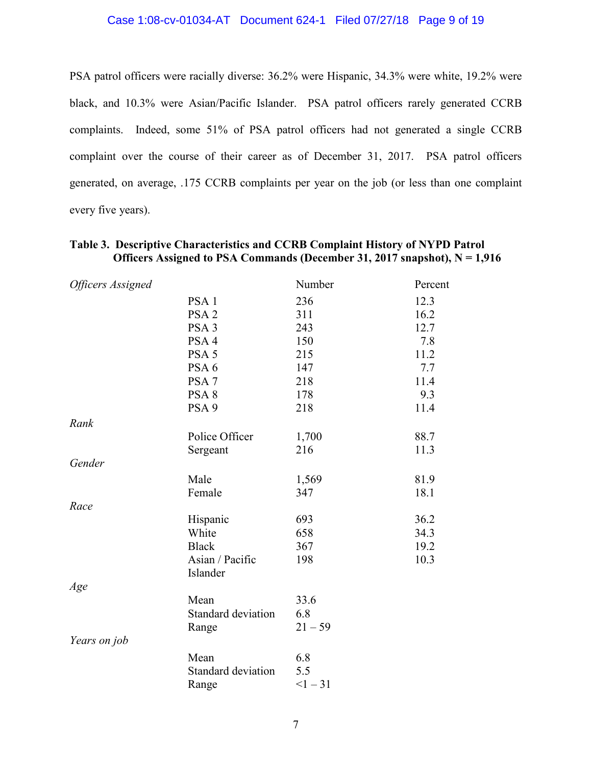PSA patrol officers were racially diverse: 36.2% were Hispanic, 34.3% were white, 19.2% were black, and 10.3% were Asian/Pacific Islander. PSA patrol officers rarely generated CCRB complaints. Indeed, some 51% of PSA patrol officers had not generated a single CCRB complaint over the course of their career as of December 31, 2017. PSA patrol officers generated, on average, .175 CCRB complaints per year on the job (or less than one complaint every five years).

**Table 3. Descriptive Characteristics and CCRB Complaint History of NYPD Patrol Officers Assigned to PSA Commands (December 31, 2017 snapshot), N = 1,916**

| | | Number | Percent |
|---|---|---|---|
| *Officers Assigned* | | | |
| | PSA 1 | 236 | 12.3 |
| | PSA 2 | 311 | 16.2 |
| | PSA 3 | 243 | 12.7 |
| | PSA 4 | 150 | 7.8 |
| | PSA 5 | 215 | 11.2 |
| | PSA 6 | 147 | 7.7 |
| | PSA 7 | 218 | 11.4 |
| | PSA 8 | 178 | 9.3 |
| | PSA 9 | 218 | 11.4 |
| *Rank* | | | |
| | Police Officer | 1,700 | 88.7 |
| | Sergeant | 216 | 11.3 |
| *Gender* | | | |
| | Male | 1,569 | 81.9 |
| | Female | 347 | 18.1 |
| *Race* | | | |
| | Hispanic | 693 | 36.2 |
| | White | 658 | 34.3 |
| | Black | 367 | 19.2 |
| | Asian / Pacific Islander | 198 | 10.3 |
| *Age* | | | |
| | Mean | 33.6 | |
| | Standard deviation | 6.8 | |
| | Range | 21 – 59 | |
| *Years on job* | | | |
| | Mean | 6.8 | |
| | Standard deviation | 5.5 | |
| | Range | <1 – 31 | |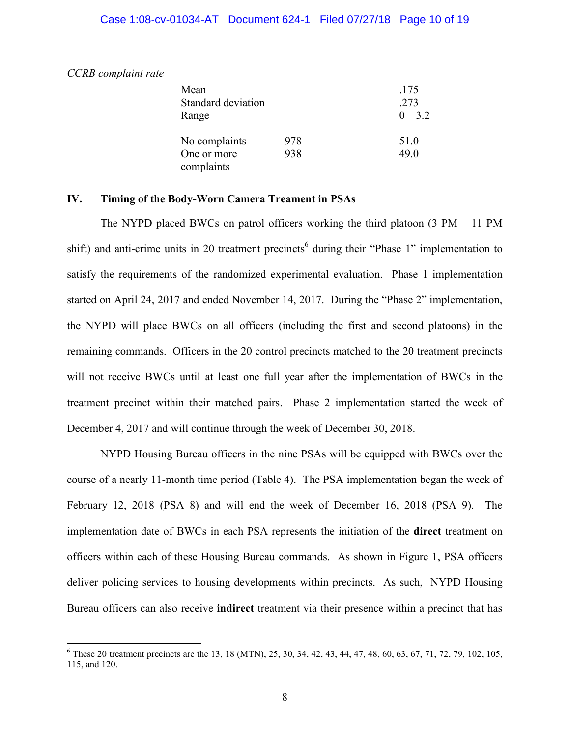*CCRB complaint rate*

| | | |
|---|---|---|
| Mean | | .175 |
| Standard deviation | | .273 |
| Range | | 0 – 3.2 |
| No complaints | 978 | 51.0 |
| One or more complaints | 938 | 49.0 |

## IV. Timing of the Body-Worn Camera Treament in PSAs

The NYPD placed BWCs on patrol officers working the third platoon (3 PM – 11 PM shift) and anti-crime units in 20 treatment precincts[6] during their "Phase 1" implementation to satisfy the requirements of the randomized experimental evaluation. Phase 1 implementation started on April 24, 2017 and ended November 14, 2017. During the "Phase 2" implementation, the NYPD will place BWCs on all officers (including the first and second platoons) in the remaining commands. Officers in the 20 control precincts matched to the 20 treatment precincts will not receive BWCs until at least one full year after the implementation of BWCs in the treatment precinct within their matched pairs. Phase 2 implementation started the week of December 4, 2017 and will continue through the week of December 30, 2018.

NYPD Housing Bureau officers in the nine PSAs will be equipped with BWCs over the course of a nearly 11-month time period (Table 4). The PSA implementation began the week of February 12, 2018 (PSA 8) and will end the week of December 16, 2018 (PSA 9). The implementation date of BWCs in each PSA represents the initiation of the **direct** treatment on officers within each of these Housing Bureau commands. As shown in Figure 1, PSA officers deliver policing services to housing developments within precincts. As such, NYPD Housing Bureau officers can also receive **indirect** treatment via their presence within a precinct that has

[6] These 20 treatment precincts are the 13, 18 (MTN), 25, 30, 34, 42, 43, 44, 47, 48, 60, 63, 67, 71, 72, 79, 102, 105, 115, and 120.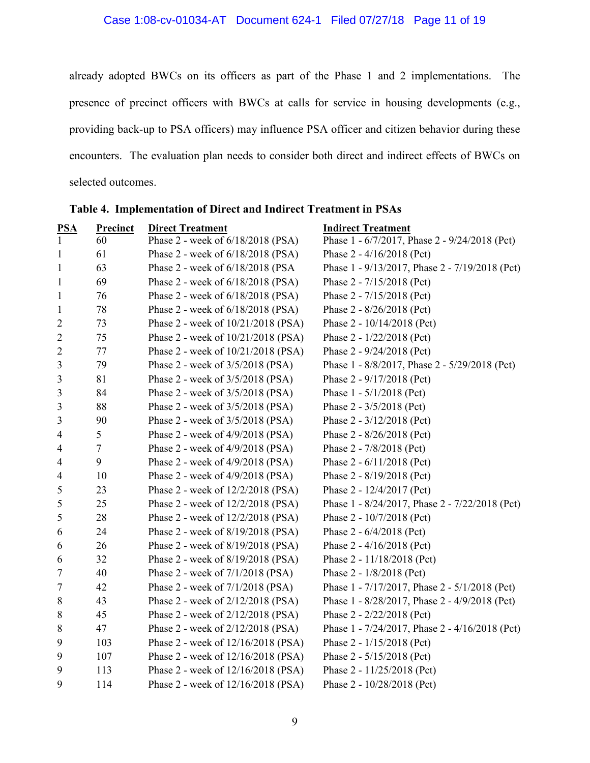already adopted BWCs on its officers as part of the Phase 1 and 2 implementations. The presence of precinct officers with BWCs at calls for service in housing developments (e.g., providing back-up to PSA officers) may influence PSA officer and citizen behavior during these encounters. The evaluation plan needs to consider both direct and indirect effects of BWCs on selected outcomes.

**Table 4. Implementation of Direct and Indirect Treatment in PSAs**

| PSA | Precinct | Direct Treatment | Indirect Treatment |
|---|---|---|---|
| 1 | 60 | Phase 2 - week of 6/18/2018 (PSA) | Phase 1 - 6/7/2017, Phase 2 - 9/24/2018 (Pct) |
| 1 | 61 | Phase 2 - week of 6/18/2018 (PSA) | Phase 2 - 4/16/2018 (Pct) |
| 1 | 63 | Phase 2 - week of 6/18/2018 (PSA | Phase 1 - 9/13/2017, Phase 2 - 7/19/2018 (Pct) |
| 1 | 69 | Phase 2 - week of 6/18/2018 (PSA) | Phase 2 - 7/15/2018 (Pct) |
| 1 | 76 | Phase 2 - week of 6/18/2018 (PSA) | Phase 2 - 7/15/2018 (Pct) |
| 1 | 78 | Phase 2 - week of 6/18/2018 (PSA) | Phase 2 - 8/26/2018 (Pct) |
| 2 | 73 | Phase 2 - week of 10/21/2018 (PSA) | Phase 2 - 10/14/2018 (Pct) |
| 2 | 75 | Phase 2 - week of 10/21/2018 (PSA) | Phase 2 - 1/22/2018 (Pct) |
| 2 | 77 | Phase 2 - week of 10/21/2018 (PSA) | Phase 2 - 9/24/2018 (Pct) |
| 3 | 79 | Phase 2 - week of 3/5/2018 (PSA) | Phase 1 - 8/8/2017, Phase 2 - 5/29/2018 (Pct) |
| 3 | 81 | Phase 2 - week of 3/5/2018 (PSA) | Phase 2 - 9/17/2018 (Pct) |
| 3 | 84 | Phase 2 - week of 3/5/2018 (PSA) | Phase 1 - 5/1/2018 (Pct) |
| 3 | 88 | Phase 2 - week of 3/5/2018 (PSA) | Phase 2 - 3/5/2018 (Pct) |
| 3 | 90 | Phase 2 - week of 3/5/2018 (PSA) | Phase 2 - 3/12/2018 (Pct) |
| 4 | 5 | Phase 2 - week of 4/9/2018 (PSA) | Phase 2 - 8/26/2018 (Pct) |
| 4 | 7 | Phase 2 - week of 4/9/2018 (PSA) | Phase 2 - 7/8/2018 (Pct) |
| 4 | 9 | Phase 2 - week of 4/9/2018 (PSA) | Phase 2 - 6/11/2018 (Pct) |
| 4 | 10 | Phase 2 - week of 4/9/2018 (PSA) | Phase 2 - 8/19/2018 (Pct) |
| 5 | 23 | Phase 2 - week of 12/2/2018 (PSA) | Phase 2 - 12/4/2017 (Pct) |
| 5 | 25 | Phase 2 - week of 12/2/2018 (PSA) | Phase 1 - 8/24/2017, Phase 2 - 7/22/2018 (Pct) |
| 5 | 28 | Phase 2 - week of 12/2/2018 (PSA) | Phase 2 - 10/7/2018 (Pct) |
| 6 | 24 | Phase 2 - week of 8/19/2018 (PSA) | Phase 2 - 6/4/2018 (Pct) |
| 6 | 26 | Phase 2 - week of 8/19/2018 (PSA) | Phase 2 - 4/16/2018 (Pct) |
| 6 | 32 | Phase 2 - week of 8/19/2018 (PSA) | Phase 2 - 11/18/2018 (Pct) |
| 7 | 40 | Phase 2 - week of 7/1/2018 (PSA) | Phase 2 - 1/8/2018 (Pct) |
| 7 | 42 | Phase 2 - week of 7/1/2018 (PSA) | Phase 1 - 7/17/2017, Phase 2 - 5/1/2018 (Pct) |
| 8 | 43 | Phase 2 - week of 2/12/2018 (PSA) | Phase 1 - 8/28/2017, Phase 2 - 4/9/2018 (Pct) |
| 8 | 45 | Phase 2 - week of 2/12/2018 (PSA) | Phase 2 - 2/22/2018 (Pct) |
| 8 | 47 | Phase 2 - week of 2/12/2018 (PSA) | Phase 1 - 7/24/2017, Phase 2 - 4/16/2018 (Pct) |
| 9 | 103 | Phase 2 - week of 12/16/2018 (PSA) | Phase 2 - 1/15/2018 (Pct) |
| 9 | 107 | Phase 2 - week of 12/16/2018 (PSA) | Phase 2 - 5/15/2018 (Pct) |
| 9 | 113 | Phase 2 - week of 12/16/2018 (PSA) | Phase 2 - 11/25/2018 (Pct) |
| 9 | 114 | Phase 2 - week of 12/16/2018 (PSA) | Phase 2 - 10/28/2018 (Pct) |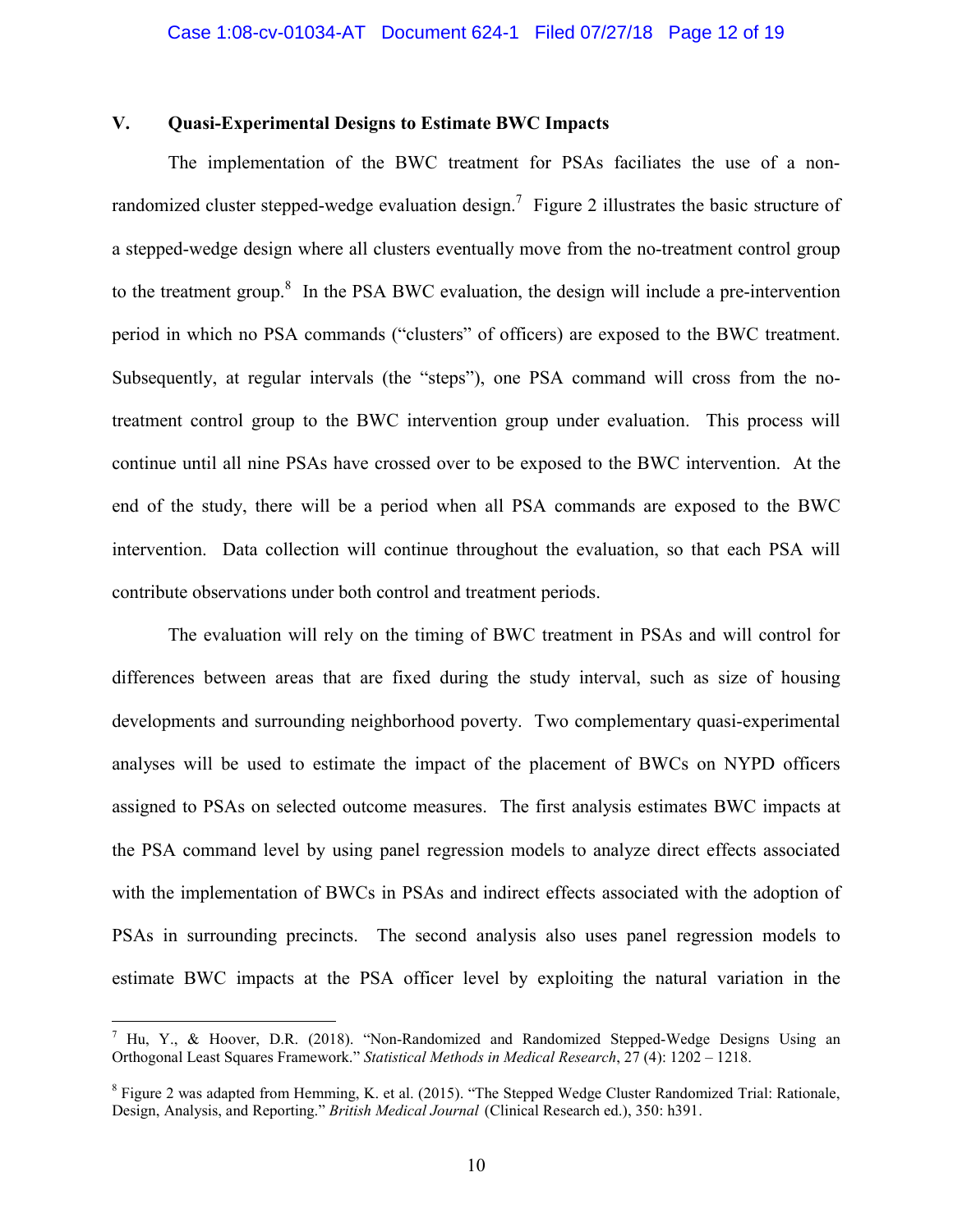## V. Quasi-Experimental Designs to Estimate BWC Impacts

The implementation of the BWC treatment for PSAs faciliates the use of a non-randomized cluster stepped-wedge evaluation design.[7] Figure 2 illustrates the basic structure of a stepped-wedge design where all clusters eventually move from the no-treatment control group to the treatment group.[8] In the PSA BWC evaluation, the design will include a pre-intervention period in which no PSA commands ("clusters" of officers) are exposed to the BWC treatment. Subsequently, at regular intervals (the "steps"), one PSA command will cross from the no-treatment control group to the BWC intervention group under evaluation. This process will continue until all nine PSAs have crossed over to be exposed to the BWC intervention. At the end of the study, there will be a period when all PSA commands are exposed to the BWC intervention. Data collection will continue throughout the evaluation, so that each PSA will contribute observations under both control and treatment periods.

The evaluation will rely on the timing of BWC treatment in PSAs and will control for differences between areas that are fixed during the study interval, such as size of housing developments and surrounding neighborhood poverty. Two complementary quasi-experimental analyses will be used to estimate the impact of the placement of BWCs on NYPD officers assigned to PSAs on selected outcome measures. The first analysis estimates BWC impacts at the PSA command level by using panel regression models to analyze direct effects associated with the implementation of BWCs in PSAs and indirect effects associated with the adoption of PSAs in surrounding precincts. The second analysis also uses panel regression models to estimate BWC impacts at the PSA officer level by exploiting the natural variation in the

---

[7] Hu, Y., & Hoover, D.R. (2018). "Non-Randomized and Randomized Stepped-Wedge Designs Using an Orthogonal Least Squares Framework." *Statistical Methods in Medical Research*, 27 (4): 1202 – 1218.

[8] Figure 2 was adapted from Hemming, K. et al. (2015). "The Stepped Wedge Cluster Randomized Trial: Rationale, Design, Analysis, and Reporting." *British Medical Journal* (Clinical Research ed.), 350: h391.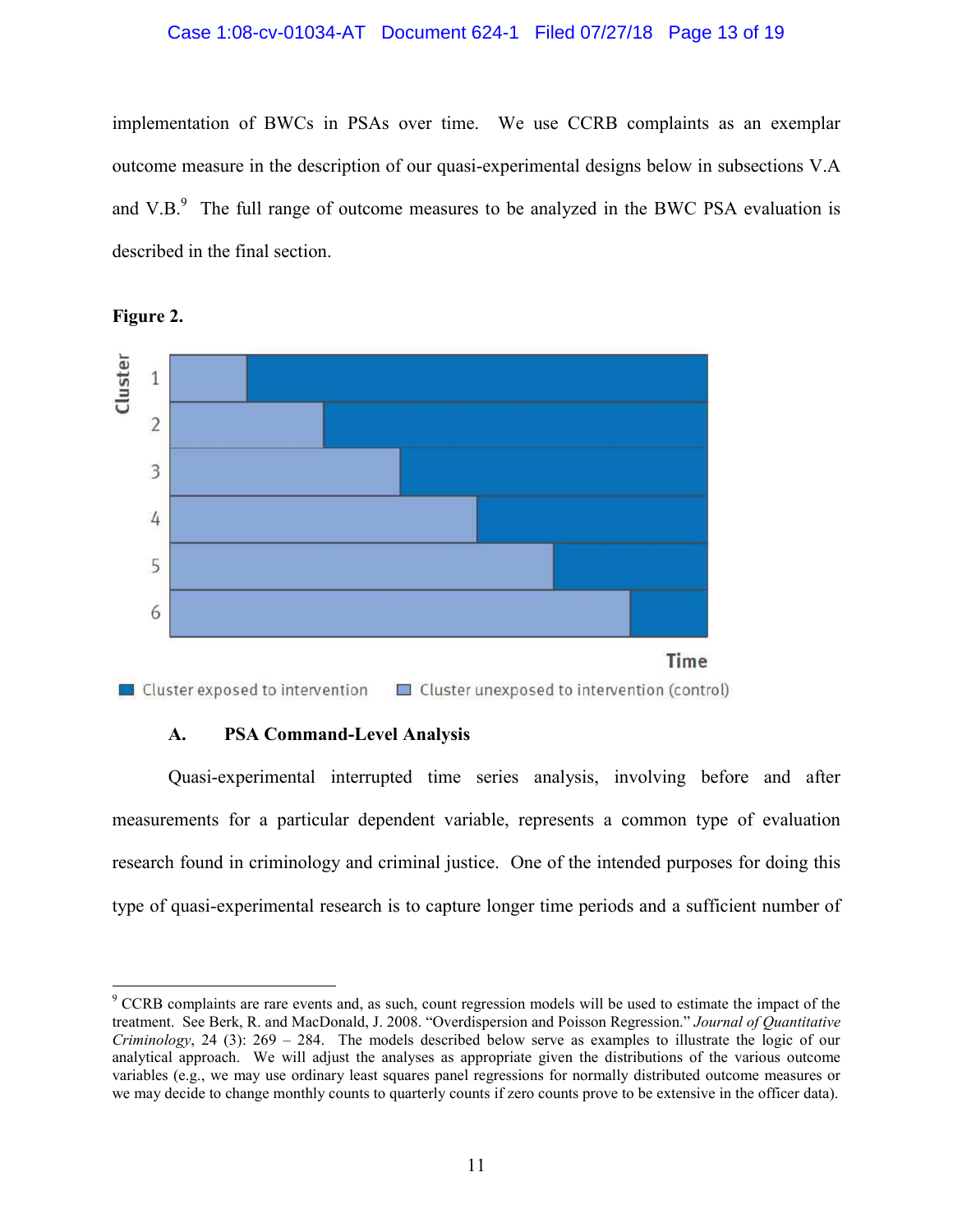implementation of BWCs in PSAs over time. We use CCRB complaints as an exemplar outcome measure in the description of our quasi-experimental designs below in subsections V.A and V.B.[9] The full range of outcome measures to be analyzed in the BWC PSA evaluation is described in the final section.

**Figure 2.**

Cluster 1 2 3 4 5 6

Time

Cluster exposed to intervention   Cluster unexposed to intervention (control)

### A. PSA Command-Level Analysis

Quasi-experimental interrupted time series analysis, involving before and after measurements for a particular dependent variable, represents a common type of evaluation research found in criminology and criminal justice. One of the intended purposes for doing this type of quasi-experimental research is to capture longer time periods and a sufficient number of

---

[9] CCRB complaints are rare events and, as such, count regression models will be used to estimate the impact of the treatment. See Berk, R. and MacDonald, J. 2008. "Overdispersion and Poisson Regression." *Journal of Quantitative Criminology*, 24 (3): 269 – 284. The models described below serve as examples to illustrate the logic of our analytical approach. We will adjust the analyses as appropriate given the distributions of the various outcome variables (e.g., we may use ordinary least squares panel regressions for normally distributed outcome measures or we may decide to change monthly counts to quarterly counts if zero counts prove to be extensive in the officer data).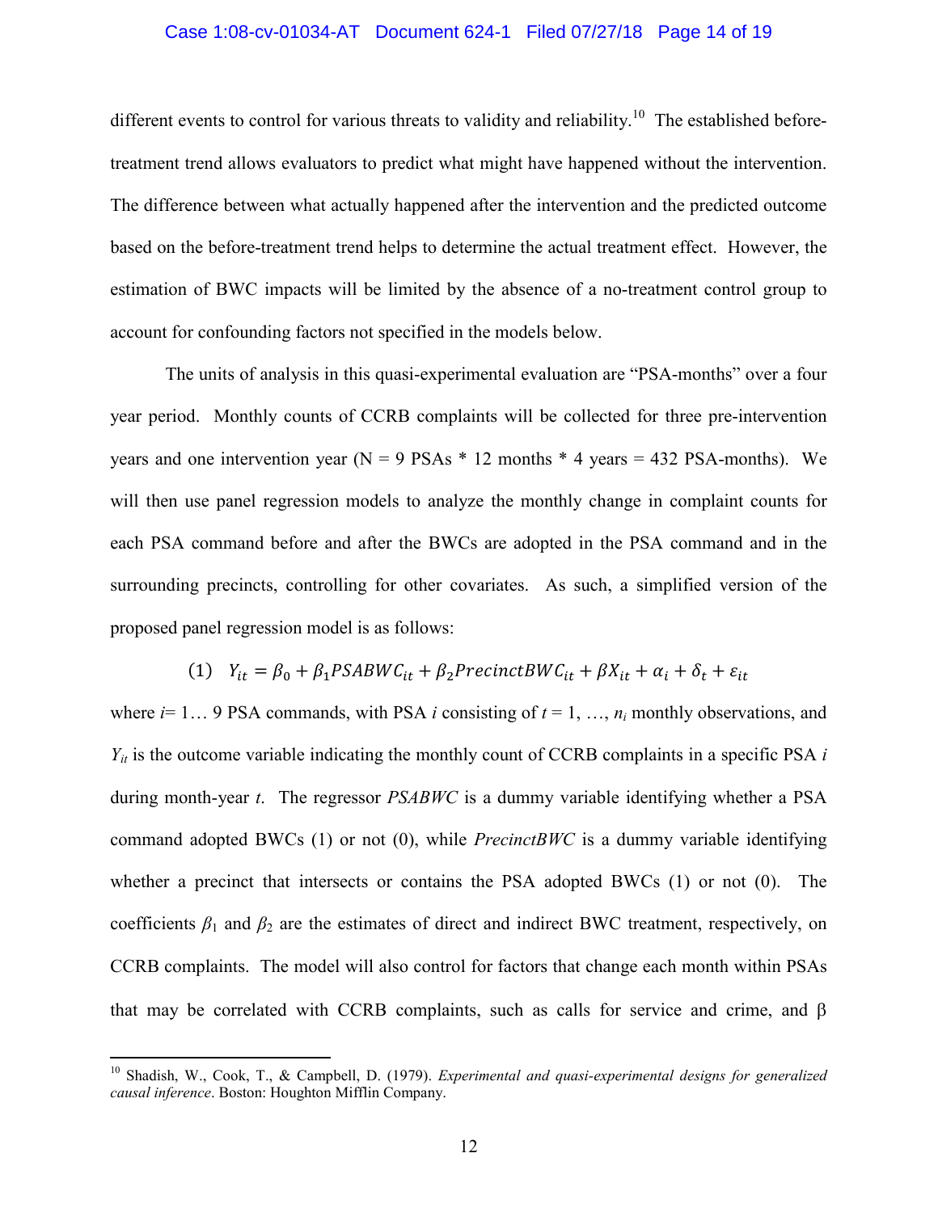different events to control for various threats to validity and reliability.[10] The established before-treatment trend allows evaluators to predict what might have happened without the intervention. The difference between what actually happened after the intervention and the predicted outcome based on the before-treatment trend helps to determine the actual treatment effect. However, the estimation of BWC impacts will be limited by the absence of a no-treatment control group to account for confounding factors not specified in the models below.

The units of analysis in this quasi-experimental evaluation are "PSA-months" over a four year period. Monthly counts of CCRB complaints will be collected for three pre-intervention years and one intervention year (N = 9 PSAs * 12 months * 4 years = 432 PSA-months). We will then use panel regression models to analyze the monthly change in complaint counts for each PSA command before and after the BWCs are adopted in the PSA command and in the surrounding precincts, controlling for other covariates. As such, a simplified version of the proposed panel regression model is as follows:

$$(1) \quad Y_{it} = \beta_0 + \beta_1 PSABWC_{it} + \beta_2 PrecinctBWC_{it} + \beta X_{it} + \alpha_i + \delta_t + \varepsilon_{it}$$

where $i$= 1… 9 PSA commands, with PSA $i$ consisting of $t$ = 1, …, $n_i$ monthly observations, and $Y_{it}$ is the outcome variable indicating the monthly count of CCRB complaints in a specific PSA $i$ during month-year $t$. The regressor *PSABWC* is a dummy variable identifying whether a PSA command adopted BWCs (1) or not (0), while *PrecinctBWC* is a dummy variable identifying whether a precinct that intersects or contains the PSA adopted BWCs (1) or not (0). The coefficients $\beta_1$ and $\beta_2$ are the estimates of direct and indirect BWC treatment, respectively, on CCRB complaints. The model will also control for factors that change each month within PSAs that may be correlated with CCRB complaints, such as calls for service and crime, and $\beta$

[10] Shadish, W., Cook, T., & Campbell, D. (1979). *Experimental and quasi-experimental designs for generalized causal inference*. Boston: Houghton Mifflin Company.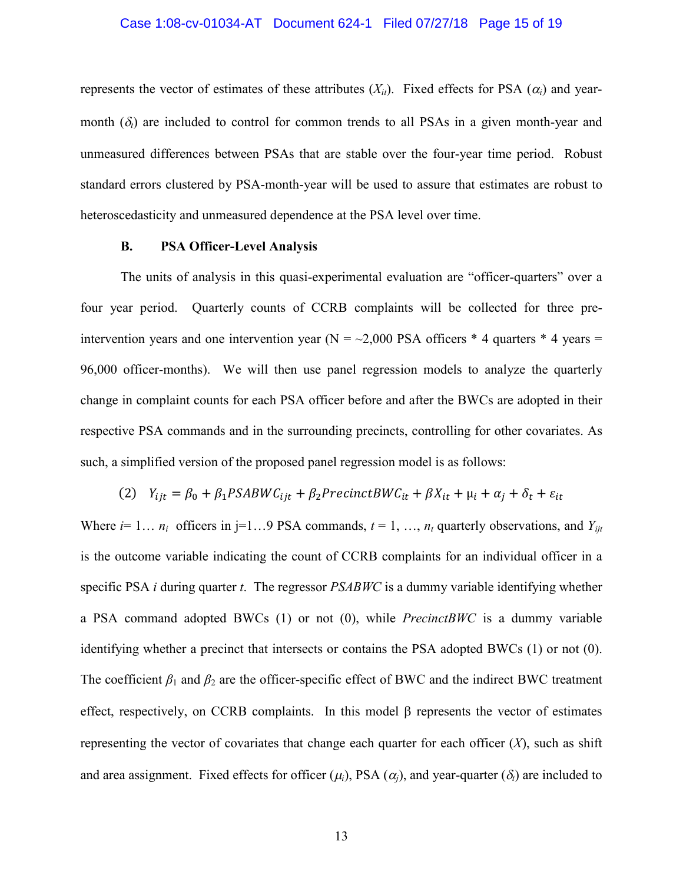represents the vector of estimates of these attributes ($X_{it}$). Fixed effects for PSA ($\alpha_i$) and year-month ($\delta_t$) are included to control for common trends to all PSAs in a given month-year and unmeasured differences between PSAs that are stable over the four-year time period. Robust standard errors clustered by PSA-month-year will be used to assure that estimates are robust to heteroscedasticity and unmeasured dependence at the PSA level over time.

### B. PSA Officer-Level Analysis

The units of analysis in this quasi-experimental evaluation are "officer-quarters" over a four year period. Quarterly counts of CCRB complaints will be collected for three pre-intervention years and one intervention year (N = ~2,000 PSA officers * 4 quarters * 4 years = 96,000 officer-months). We will then use panel regression models to analyze the quarterly change in complaint counts for each PSA officer before and after the BWCs are adopted in their respective PSA commands and in the surrounding precincts, controlling for other covariates. As such, a simplified version of the proposed panel regression model is as follows:

$$(2) \quad Y_{ijt} = \beta_0 + \beta_1 PSABWC_{ijt} + \beta_2 PrecinctBWC_{it} + \beta X_{it} + \mu_i + \alpha_j + \delta_t + \varepsilon_{it}$$

Where $i$= 1… $n_i$ officers in j=1…9 PSA commands, $t$ = 1, …, $n_t$ quarterly observations, and $Y_{ijt}$ is the outcome variable indicating the count of CCRB complaints for an individual officer in a specific PSA $i$ during quarter $t$. The regressor *PSABWC* is a dummy variable identifying whether a PSA command adopted BWCs (1) or not (0), while *PrecinctBWC* is a dummy variable identifying whether a precinct that intersects or contains the PSA adopted BWCs (1) or not (0). The coefficient $\beta_1$ and $\beta_2$ are the officer-specific effect of BWC and the indirect BWC treatment effect, respectively, on CCRB complaints. In this model β represents the vector of estimates representing the vector of covariates that change each quarter for each officer ($X$), such as shift and area assignment. Fixed effects for officer ($\mu_i$), PSA ($\alpha_j$), and year-quarter ($\delta_t$) are included to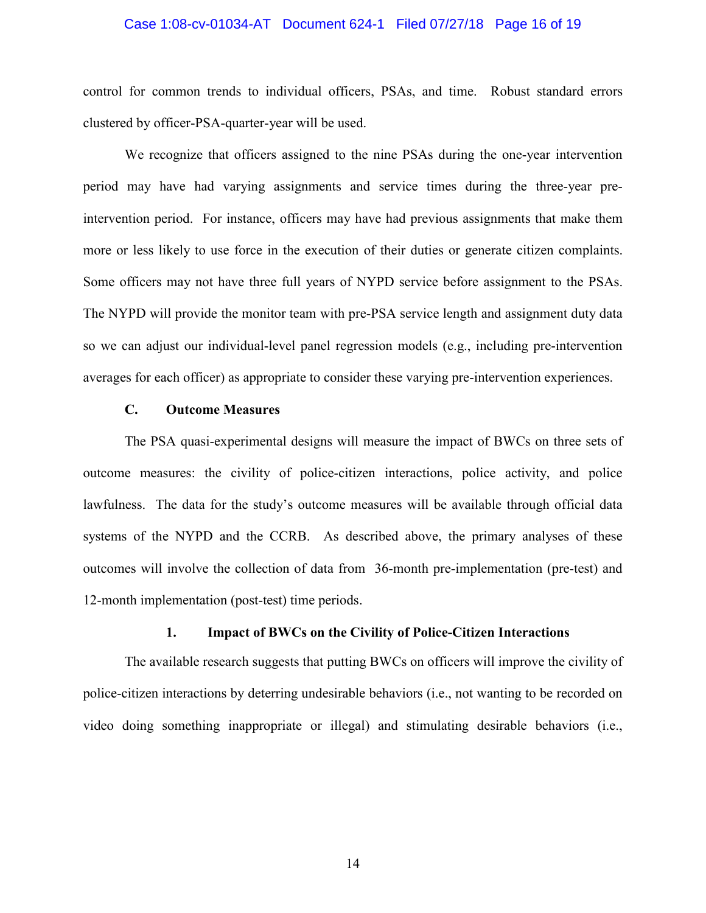control for common trends to individual officers, PSAs, and time. Robust standard errors clustered by officer-PSA-quarter-year will be used.

We recognize that officers assigned to the nine PSAs during the one-year intervention period may have had varying assignments and service times during the three-year pre-intervention period. For instance, officers may have had previous assignments that make them more or less likely to use force in the execution of their duties or generate citizen complaints. Some officers may not have three full years of NYPD service before assignment to the PSAs. The NYPD will provide the monitor team with pre-PSA service length and assignment duty data so we can adjust our individual-level panel regression models (e.g., including pre-intervention averages for each officer) as appropriate to consider these varying pre-intervention experiences.

### C. Outcome Measures

The PSA quasi-experimental designs will measure the impact of BWCs on three sets of outcome measures: the civility of police-citizen interactions, police activity, and police lawfulness. The data for the study's outcome measures will be available through official data systems of the NYPD and the CCRB. As described above, the primary analyses of these outcomes will involve the collection of data from 36-month pre-implementation (pre-test) and 12-month implementation (post-test) time periods.

#### 1. Impact of BWCs on the Civility of Police-Citizen Interactions

The available research suggests that putting BWCs on officers will improve the civility of police-citizen interactions by deterring undesirable behaviors (i.e., not wanting to be recorded on video doing something inappropriate or illegal) and stimulating desirable behaviors (i.e.,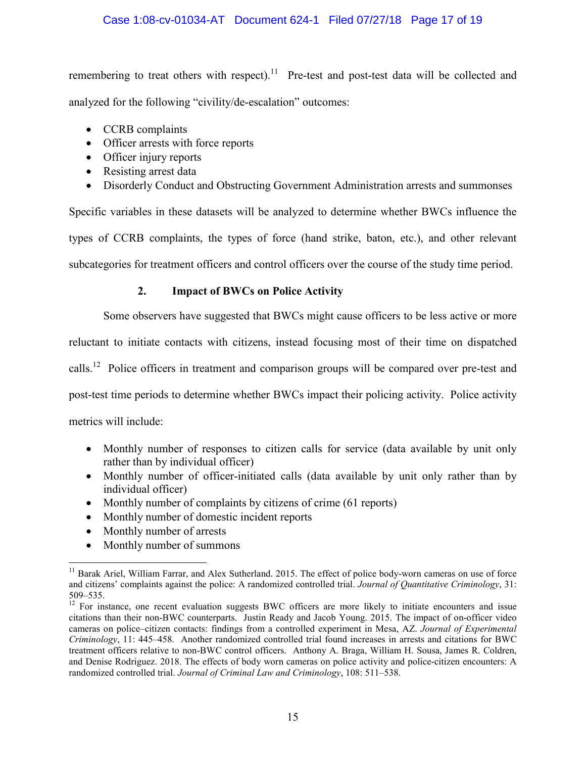remembering to treat others with respect).[11] Pre-test and post-test data will be collected and analyzed for the following "civility/de-escalation" outcomes:

- CCRB complaints
- Officer arrests with force reports
- Officer injury reports
- Resisting arrest data
- Disorderly Conduct and Obstructing Government Administration arrests and summonses

Specific variables in these datasets will be analyzed to determine whether BWCs influence the types of CCRB complaints, the types of force (hand strike, baton, etc.), and other relevant subcategories for treatment officers and control officers over the course of the study time period.

### 2. Impact of BWCs on Police Activity

Some observers have suggested that BWCs might cause officers to be less active or more reluctant to initiate contacts with citizens, instead focusing most of their time on dispatched calls.[12] Police officers in treatment and comparison groups will be compared over pre-test and post-test time periods to determine whether BWCs impact their policing activity. Police activity metrics will include:

- Monthly number of responses to citizen calls for service (data available by unit only rather than by individual officer)
- Monthly number of officer-initiated calls (data available by unit only rather than by individual officer)
- Monthly number of complaints by citizens of crime (61 reports)
- Monthly number of domestic incident reports
- Monthly number of arrests
- Monthly number of summons

---

[11] Barak Ariel, William Farrar, and Alex Sutherland. 2015. The effect of police body-worn cameras on use of force and citizens' complaints against the police: A randomized controlled trial. *Journal of Quantitative Criminology*, 31: 509–535.

[12] For instance, one recent evaluation suggests BWC officers are more likely to initiate encounters and issue citations than their non-BWC counterparts. Justin Ready and Jacob Young. 2015. The impact of on-officer video cameras on police–citizen contacts: findings from a controlled experiment in Mesa, AZ. *Journal of Experimental Criminology*, 11: 445–458. Another randomized controlled trial found increases in arrests and citations for BWC treatment officers relative to non-BWC control officers. Anthony A. Braga, William H. Sousa, James R. Coldren, and Denise Rodriguez. 2018. The effects of body worn cameras on police activity and police-citizen encounters: A randomized controlled trial. *Journal of Criminal Law and Criminology*, 108: 511–538.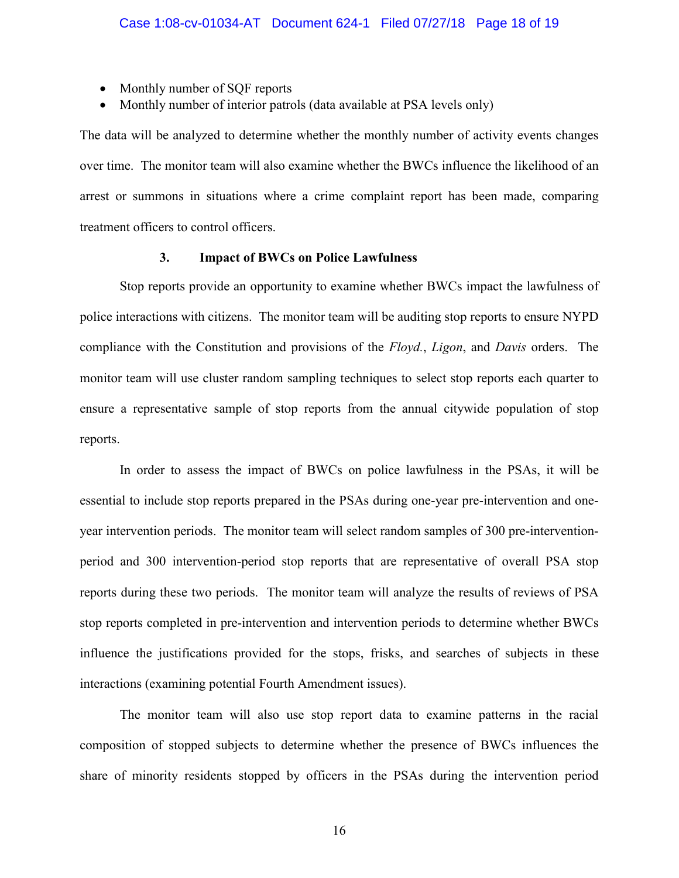- Monthly number of SQF reports
- Monthly number of interior patrols (data available at PSA levels only)

The data will be analyzed to determine whether the monthly number of activity events changes over time. The monitor team will also examine whether the BWCs influence the likelihood of an arrest or summons in situations where a crime complaint report has been made, comparing treatment officers to control officers.

### 3. Impact of BWCs on Police Lawfulness

Stop reports provide an opportunity to examine whether BWCs impact the lawfulness of police interactions with citizens. The monitor team will be auditing stop reports to ensure NYPD compliance with the Constitution and provisions of the *Floyd.*, *Ligon*, and *Davis* orders. The monitor team will use cluster random sampling techniques to select stop reports each quarter to ensure a representative sample of stop reports from the annual citywide population of stop reports.

In order to assess the impact of BWCs on police lawfulness in the PSAs, it will be essential to include stop reports prepared in the PSAs during one-year pre-intervention and one-year intervention periods. The monitor team will select random samples of 300 pre-intervention-period and 300 intervention-period stop reports that are representative of overall PSA stop reports during these two periods. The monitor team will analyze the results of reviews of PSA stop reports completed in pre-intervention and intervention periods to determine whether BWCs influence the justifications provided for the stops, frisks, and searches of subjects in these interactions (examining potential Fourth Amendment issues).

The monitor team will also use stop report data to examine patterns in the racial composition of stopped subjects to determine whether the presence of BWCs influences the share of minority residents stopped by officers in the PSAs during the intervention period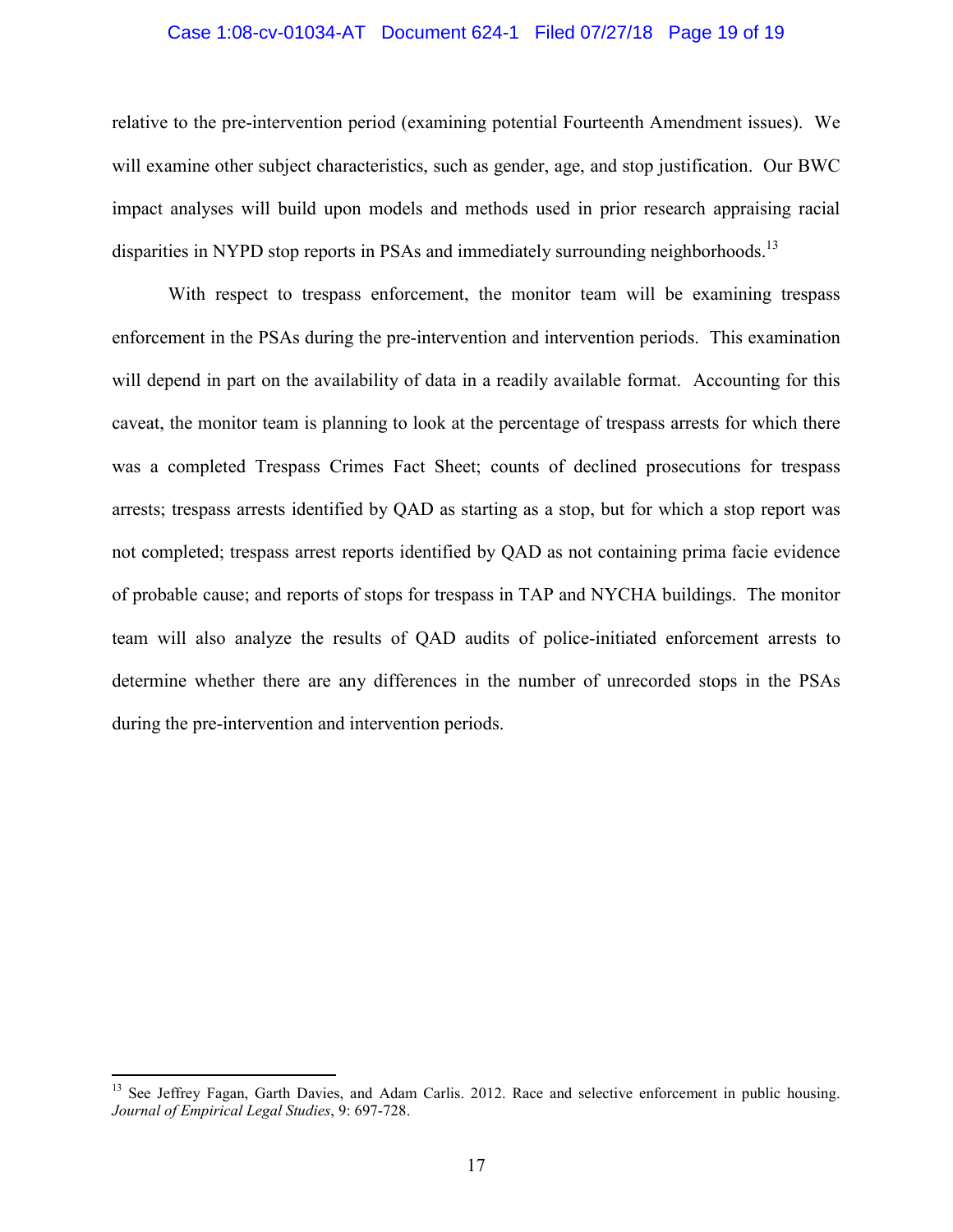relative to the pre-intervention period (examining potential Fourteenth Amendment issues). We will examine other subject characteristics, such as gender, age, and stop justification. Our BWC impact analyses will build upon models and methods used in prior research appraising racial disparities in NYPD stop reports in PSAs and immediately surrounding neighborhoods.[13]

With respect to trespass enforcement, the monitor team will be examining trespass enforcement in the PSAs during the pre-intervention and intervention periods. This examination will depend in part on the availability of data in a readily available format. Accounting for this caveat, the monitor team is planning to look at the percentage of trespass arrests for which there was a completed Trespass Crimes Fact Sheet; counts of declined prosecutions for trespass arrests; trespass arrests identified by QAD as starting as a stop, but for which a stop report was not completed; trespass arrest reports identified by QAD as not containing prima facie evidence of probable cause; and reports of stops for trespass in TAP and NYCHA buildings. The monitor team will also analyze the results of QAD audits of police-initiated enforcement arrests to determine whether there are any differences in the number of unrecorded stops in the PSAs during the pre-intervention and intervention periods.

---

[13] See Jeffrey Fagan, Garth Davies, and Adam Carlis. 2012. Race and selective enforcement in public housing. *Journal of Empirical Legal Studies*, 9: 697-728.